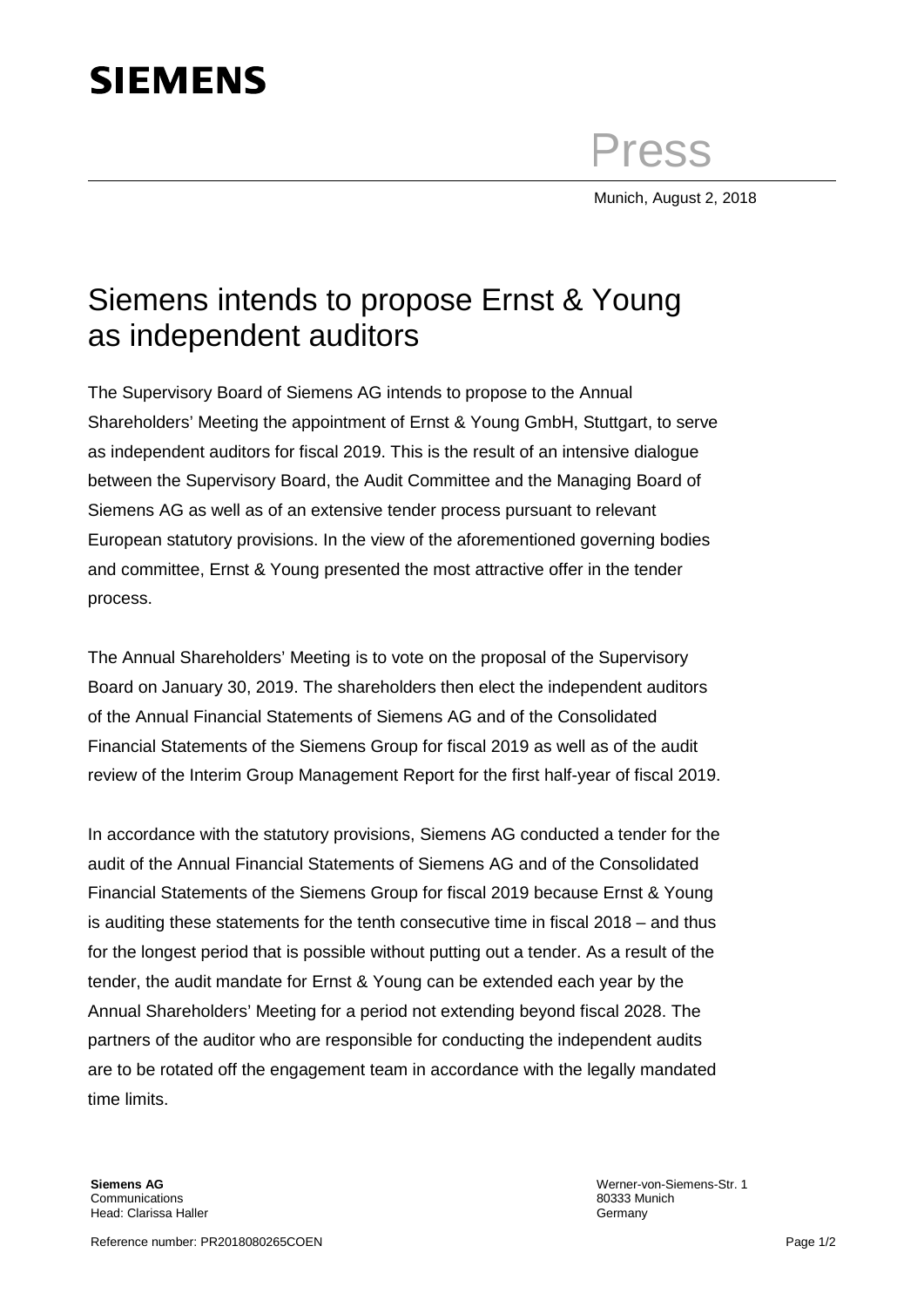**SIEMENS**

Press

Munich, August 2, 2018

# Siemens intends to propose Ernst & Young as independent auditors

The Supervisory Board of Siemens AG intends to propose to the Annual Shareholders' Meeting the appointment of Ernst & Young GmbH, Stuttgart, to serve as independent auditors for fiscal 2019. This is the result of an intensive dialogue between the Supervisory Board, the Audit Committee and the Managing Board of Siemens AG as well as of an extensive tender process pursuant to relevant European statutory provisions. In the view of the aforementioned governing bodies and committee, Ernst & Young presented the most attractive offer in the tender process.

The Annual Shareholders' Meeting is to vote on the proposal of the Supervisory Board on January 30, 2019. The shareholders then elect the independent auditors of the Annual Financial Statements of Siemens AG and of the Consolidated Financial Statements of the Siemens Group for fiscal 2019 as well as of the audit review of the Interim Group Management Report for the first half-year of fiscal 2019.

In accordance with the statutory provisions, Siemens AG conducted a tender for the audit of the Annual Financial Statements of Siemens AG and of the Consolidated Financial Statements of the Siemens Group for fiscal 2019 because Ernst & Young is auditing these statements for the tenth consecutive time in fiscal 2018 – and thus for the longest period that is possible without putting out a tender. As a result of the tender, the audit mandate for Ernst & Young can be extended each year by the Annual Shareholders' Meeting for a period not extending beyond fiscal 2028. The partners of the auditor who are responsible for conducting the independent audits are to be rotated off the engagement team in accordance with the legally mandated time limits.

**Siemens AG**
Communications
Head: Clarissa Haller

Werner-von-Siemens-Str. 1
80333 Munich
Germany

Reference number: PR2018080265COEN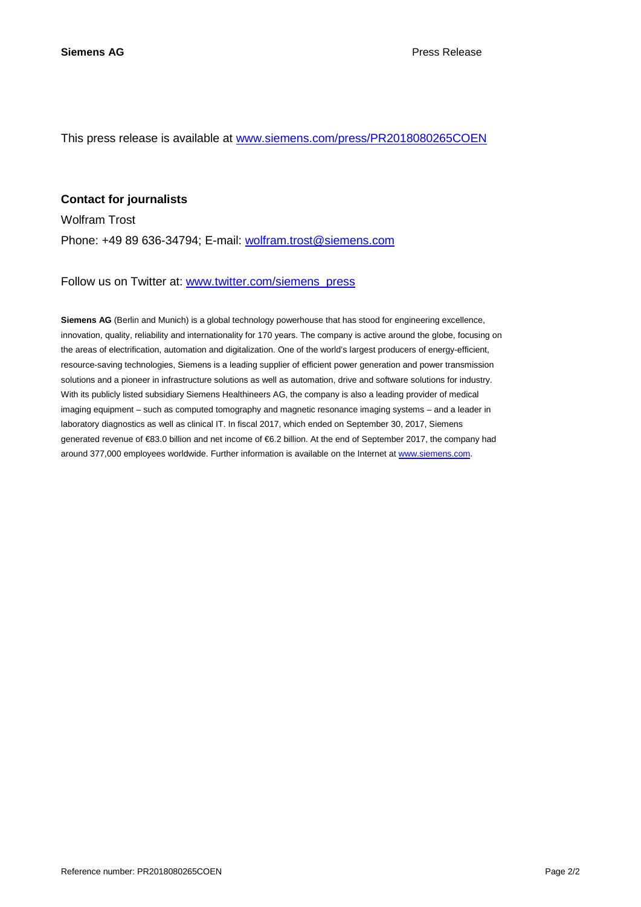This press release is available at www.siemens.com/press/PR2018080265COEN

**Contact for journalists**

Wolfram Trost

Phone: +49 89 636-34794; E-mail: wolfram.trost@siemens.com

Follow us on Twitter at: www.twitter.com/siemens_press

**Siemens AG** (Berlin and Munich) is a global technology powerhouse that has stood for engineering excellence, innovation, quality, reliability and internationality for 170 years. The company is active around the globe, focusing on the areas of electrification, automation and digitalization. One of the world's largest producers of energy-efficient, resource-saving technologies, Siemens is a leading supplier of efficient power generation and power transmission solutions and a pioneer in infrastructure solutions as well as automation, drive and software solutions for industry. With its publicly listed subsidiary Siemens Healthineers AG, the company is also a leading provider of medical imaging equipment – such as computed tomography and magnetic resonance imaging systems – and a leader in laboratory diagnostics as well as clinical IT. In fiscal 2017, which ended on September 30, 2017, Siemens generated revenue of €83.0 billion and net income of €6.2 billion. At the end of September 2017, the company had around 377,000 employees worldwide. Further information is available on the Internet at www.siemens.com.

Reference number: PR2018080265COEN